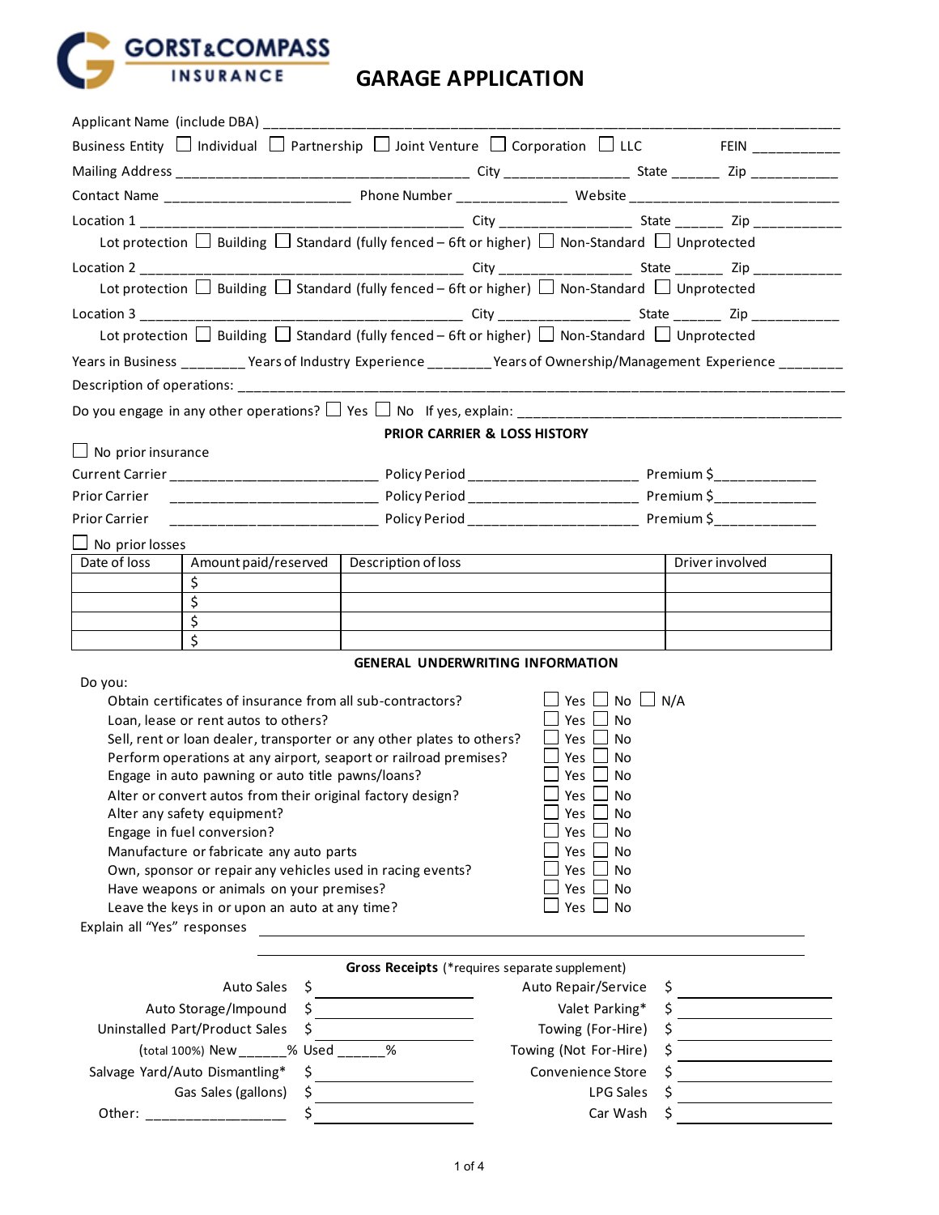GORST & COMPASS INSURANCE

# GARAGE APPLICATION

Applicant Name (include DBA) ______________________________________________________________________

Business Entity ☐ Individual ☐ Partnership ☐ Joint Venture ☐ Corporation ☐ LLC FEIN ___________

Mailing Address ____________________________________ City _______________ State ______ Zip ___________

Contact Name _______________________ Phone Number ______________ Website __________________________

Location 1 __________________________________________ City ________________ State ______ Zip ___________

Lot protection ☐ Building ☐ Standard (fully fenced – 6ft or higher) ☐ Non-Standard ☐ Unprotected

Location 2 __________________________________________ City ________________ State ______ Zip ___________

Lot protection ☐ Building ☐ Standard (fully fenced – 6ft or higher) ☐ Non-Standard ☐ Unprotected

Location 3 __________________________________________ City ________________ State ______ Zip ___________

Lot protection ☐ Building ☐ Standard (fully fenced – 6ft or higher) ☐ Non-Standard ☐ Unprotected

Years in Business ________ Years of Industry Experience ________ Years of Ownership/Management Experience ________

Description of operations: ________________________________________________________________________

Do you engage in any other operations? ☐ Yes ☐ No If yes, explain: __________________________________________

## PRIOR CARRIER & LOSS HISTORY

☐ No prior insurance

Current Carrier __________________________ Policy Period _____________________ Premium $_____________

Prior Carrier __________________________ Policy Period _____________________ Premium $_____________

Prior Carrier __________________________ Policy Period _____________________ Premium $_____________

☐ No prior losses

| Date of loss | Amount paid/reserved | Description of loss | Driver involved |
|---|---|---|---|
| | $ | | |
| | $ | | |
| | $ | | |
| | $ | | |

## GENERAL UNDERWRITING INFORMATION

Do you:

| | |
|---|---|
| Obtain certificates of insurance from all sub-contractors? | ☐ Yes ☐ No ☐ N/A |
| Loan, lease or rent autos to others? | ☐ Yes ☐ No |
| Sell, rent or loan dealer, transporter or any other plates to others? | ☐ Yes ☐ No |
| Perform operations at any airport, seaport or railroad premises? | ☐ Yes ☐ No |
| Engage in auto pawning or auto title pawns/loans? | ☐ Yes ☐ No |
| Alter or convert autos from their original factory design? | ☐ Yes ☐ No |
| Alter any safety equipment? | ☐ Yes ☐ No |
| Engage in fuel conversion? | ☐ Yes ☐ No |
| Manufacture or fabricate any auto parts | ☐ Yes ☐ No |
| Own, sponsor or repair any vehicles used in racing events? | ☐ Yes ☐ No |
| Have weapons or animals on your premises? | ☐ Yes ☐ No |
| Leave the keys in or upon an auto at any time? | ☐ Yes ☐ No |

Explain all "Yes" responses ____________________________________________________________

______________________________________________________________________________

## Gross Receipts (*requires separate supplement)

| | | | |
|---|---|---|---|
| Auto Sales | $ ____________ | Auto Repair/Service | $ ____________ |
| Auto Storage/Impound | $ ____________ | Valet Parking* | $ ____________ |
| Uninstalled Part/Product Sales | $ ____________ | Towing (For-Hire) | $ ____________ |
| (total 100%) New ______% Used ______% | | Towing (Not For-Hire) | $ ____________ |
| Salvage Yard/Auto Dismantling* | $ ____________ | Convenience Store | $ ____________ |
| Gas Sales (gallons) | $ ____________ | LPG Sales | $ ____________ |
| Other: __________________ | $ ____________ | Car Wash | $ ____________ |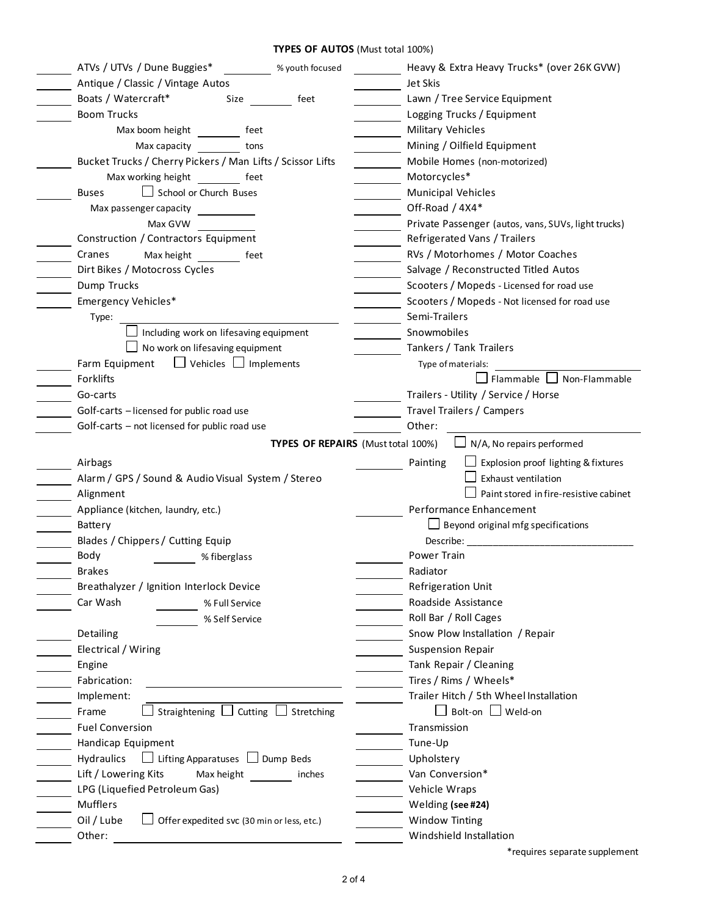## TYPES OF AUTOS (Must total 100%)

| | | | |
|---|---|---|---|
| ______ | ATVs / UTVs / Dune Buggies* ______ % youth focused | ______ | Heavy & Extra Heavy Trucks* (over 26K GVW) |
| ______ | Antique / Classic / Vintage Autos | ______ | Jet Skis |
| ______ | Boats / Watercraft* Size ______ feet | ______ | Lawn / Tree Service Equipment |
| ______ | Boom Trucks | ______ | Logging Trucks / Equipment |
| | Max boom height ______ feet | ______ | Military Vehicles |
| | Max capacity ______ tons | ______ | Mining / Oilfield Equipment |
| ______ | Bucket Trucks / Cherry Pickers / Man Lifts / Scissor Lifts | ______ | Mobile Homes (non-motorized) |
| | Max working height ______ feet | ______ | Motorcycles* |
| ______ | Buses ☐ School or Church Buses | ______ | Municipal Vehicles |
| | Max passenger capacity ______ | ______ | Off-Road / 4X4* |
| | Max GVW ______ | ______ | Private Passenger (autos, vans, SUVs, light trucks) |
| ______ | Construction / Contractors Equipment | ______ | Refrigerated Vans / Trailers |
| ______ | Cranes Max height ______ feet | ______ | RVs / Motorhomes / Motor Coaches |
| ______ | Dirt Bikes / Motocross Cycles | ______ | Salvage / Reconstructed Titled Autos |
| ______ | Dump Trucks | ______ | Scooters / Mopeds - Licensed for road use |
| ______ | Emergency Vehicles* | ______ | Scooters / Mopeds - Not licensed for road use |
| | Type: ______ | ______ | Semi-Trailers |
| | ☐ Including work on lifesaving equipment | ______ | Snowmobiles |
| | ☐ No work on lifesaving equipment | ______ | Tankers / Tank Trailers |
| ______ | Farm Equipment ☐ Vehicles ☐ Implements | | Type of materials: ______ |
| ______ | Forklifts | | ☐ Flammable ☐ Non-Flammable |
| ______ | Go-carts | ______ | Trailers - Utility / Service / Horse |
| ______ | Golf-carts – licensed for public road use | ______ | Travel Trailers / Campers |
| ______ | Golf-carts – not licensed for public road use | ______ | Other: ______ |

## TYPES OF REPAIRS (Must total 100%) ☐ N/A, No repairs performed

| | | | |
|---|---|---|---|
| ______ | Airbags | ______ | Painting ☐ Explosion proof lighting & fixtures |
| ______ | Alarm / GPS / Sound & Audio Visual System / Stereo | | ☐ Exhaust ventilation |
| ______ | Alignment | | ☐ Paint stored in fire-resistive cabinet |
| ______ | Appliance (kitchen, laundry, etc.) | ______ | Performance Enhancement |
| ______ | Battery | | ☐ Beyond original mfg specifications |
| ______ | Blades / Chippers / Cutting Equip | | Describe: ______ |
| ______ | Body ______ % fiberglass | ______ | Power Train |
| ______ | Brakes | ______ | Radiator |
| ______ | Breathalyzer / Ignition Interlock Device | ______ | Refrigeration Unit |
| ______ | Car Wash ______ % Full Service | ______ | Roadside Assistance |
| | ______ % Self Service | ______ | Roll Bar / Roll Cages |
| ______ | Detailing | ______ | Snow Plow Installation / Repair |
| ______ | Electrical / Wiring | ______ | Suspension Repair |
| ______ | Engine | ______ | Tank Repair / Cleaning |
| ______ | Fabrication: ______ | ______ | Tires / Rims / Wheels* |
| ______ | Implement: ______ | ______ | Trailer Hitch / 5th Wheel Installation |
| ______ | Frame ☐ Straightening ☐ Cutting ☐ Stretching | | ☐ Bolt-on ☐ Weld-on |
| ______ | Fuel Conversion | ______ | Transmission |
| ______ | Handicap Equipment | ______ | Tune-Up |
| ______ | Hydraulics ☐ Lifting Apparatuses ☐ Dump Beds | ______ | Upholstery |
| ______ | Lift / Lowering Kits Max height ______ inches | ______ | Van Conversion* |
| ______ | LPG (Liquefied Petroleum Gas) | ______ | Vehicle Wraps |
| ______ | Mufflers | ______ | Welding **(see #24)** |
| ______ | Oil / Lube ☐ Offer expedited svc (30 min or less, etc.) | ______ | Window Tinting |
| ______ | Other: ______ | ______ | Windshield Installation |

*requires separate supplement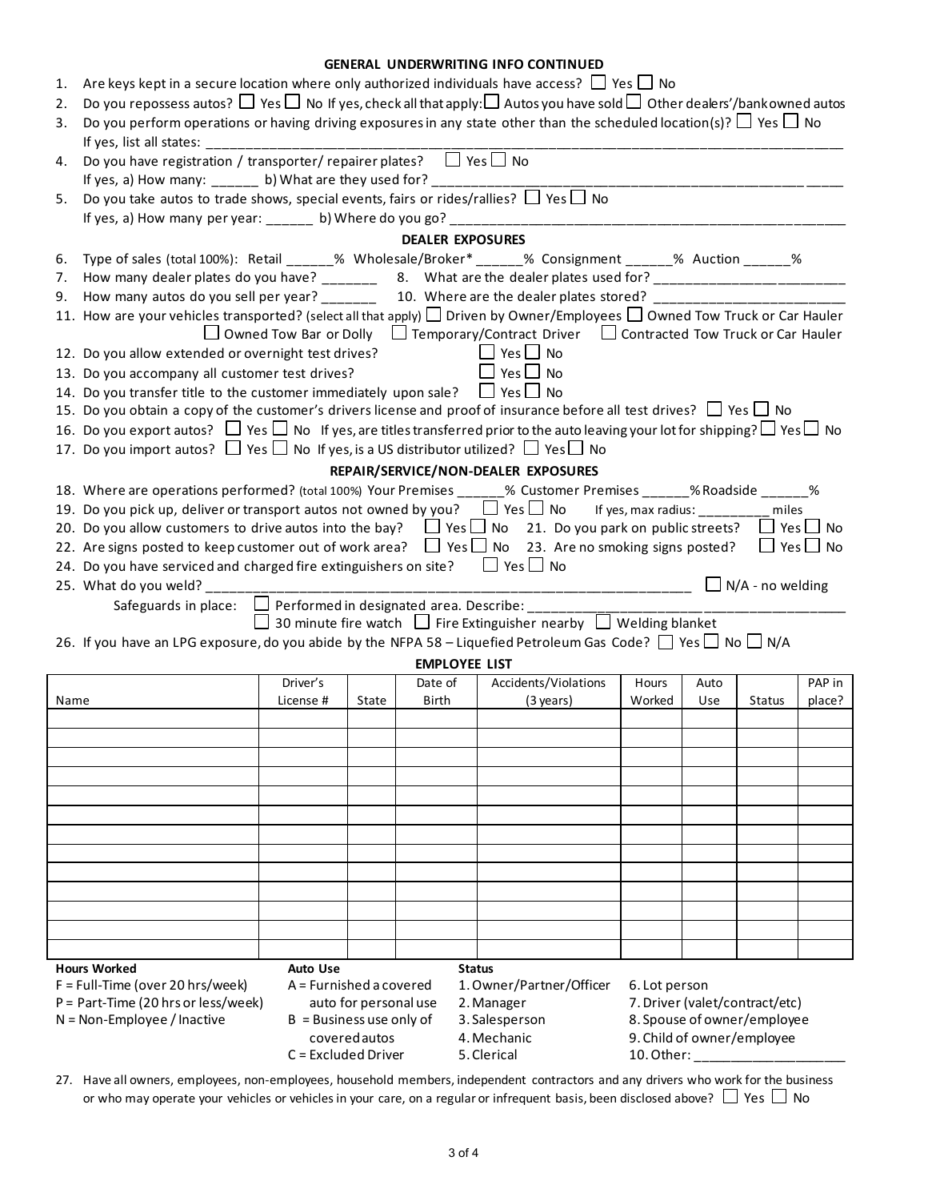## GENERAL UNDERWRITING INFO CONTINUED

1. Are keys kept in a secure location where only authorized individuals have access? ☐ Yes ☐ No
2. Do you repossess autos? ☐ Yes ☐ No If yes, check all that apply: ☐ Autos you have sold ☐ Other dealers'/bank owned autos
3. Do you perform operations or having driving exposures in any state other than the scheduled location(s)? ☐ Yes ☐ No
   If yes, list all states: ____________________________________________________________
4. Do you have registration / transporter/ repairer plates? ☐ Yes ☐ No
   If yes, a) How many: ______ b) What are they used for? ____________________________________________
5. Do you take autos to trade shows, special events, fairs or rides/rallies? ☐ Yes ☐ No
   If yes, a) How many per year: ______ b) Where do you go? ____________________________________________

## DEALER EXPOSURES

6. Type of sales (total 100%): Retail ______% Wholesale/Broker* ______% Consignment ______% Auction ______%
7. How many dealer plates do you have? _______ 8. What are the dealer plates used for? ________________________
9. How many autos do you sell per year? _______ 10. Where are the dealer plates stored? ________________________
11. How are your vehicles transported? (select all that apply) ☐ Driven by Owner/Employees ☐ Owned Tow Truck or Car Hauler ☐ Owned Tow Bar or Dolly ☐ Temporary/Contract Driver ☐ Contracted Tow Truck or Car Hauler
12. Do you allow extended or overnight test drives? ☐ Yes ☐ No
13. Do you accompany all customer test drives? ☐ Yes ☐ No
14. Do you transfer title to the customer immediately upon sale? ☐ Yes ☐ No
15. Do you obtain a copy of the customer's drivers license and proof of insurance before all test drives? ☐ Yes ☐ No
16. Do you export autos? ☐ Yes ☐ No If yes, are titles transferred prior to the auto leaving your lot for shipping? ☐ Yes ☐ No
17. Do you import autos? ☐ Yes ☐ No If yes, is a US distributor utilized? ☐ Yes ☐ No

## REPAIR/SERVICE/NON-DEALER EXPOSURES

18. Where are operations performed? (total 100%) Your Premises ______% Customer Premises ______% Roadside ______%
19. Do you pick up, deliver or transport autos not owned by you? ☐ Yes ☐ No If yes, max radius: _________ miles
20. Do you allow customers to drive autos into the bay? ☐ Yes ☐ No 21. Do you park on public streets? ☐ Yes ☐ No
22. Are signs posted to keep customer out of work area? ☐ Yes ☐ No 23. Are no smoking signs posted? ☐ Yes ☐ No
24. Do you have serviced and charged fire extinguishers on site? ☐ Yes ☐ No
25. What do you weld? ____________________________________________ ☐ N/A - no welding
    Safeguards in place: ☐ Performed in designated area. Describe: ________________________________
    ☐ 30 minute fire watch ☐ Fire Extinguisher nearby ☐ Welding blanket
26. If you have an LPG exposure, do you abide by the NFPA 58 – Liquefied Petroleum Gas Code? ☐ Yes ☐ No ☐ N/A

## EMPLOYEE LIST

| Name | Driver's License # | State | Date of Birth | Accidents/Violations (3 years) | Hours Worked | Auto Use | Status | PAP in place? |
|---|---|---|---|---|---|---|---|---|
| | | | | | | | | |
| | | | | | | | | |
| | | | | | | | | |
| | | | | | | | | |
| | | | | | | | | |
| | | | | | | | | |
| | | | | | | | | |
| | | | | | | | | |
| | | | | | | | | |
| | | | | | | | | |
| | | | | | | | | |
| | | | | | | | | |
| | | | | | | | | |

**Hours Worked**
F = Full-Time (over 20 hrs/week)
P = Part-Time (20 hrs or less/week)
N = Non-Employee / Inactive

**Auto Use**
A = Furnished a covered auto for personal use
B = Business use only of covered autos
C = Excluded Driver

**Status**
1. Owner/Partner/Officer
2. Manager
3. Salesperson
4. Mechanic
5. Clerical
6. Lot person
7. Driver (valet/contract/etc)
8. Spouse of owner/employee
9. Child of owner/employee
10. Other: ____________________

27. Have all owners, employees, non-employees, household members, independent contractors and any drivers who work for the business or who may operate your vehicles or vehicles in your care, on a regular or infrequent basis, been disclosed above? ☐ Yes ☐ No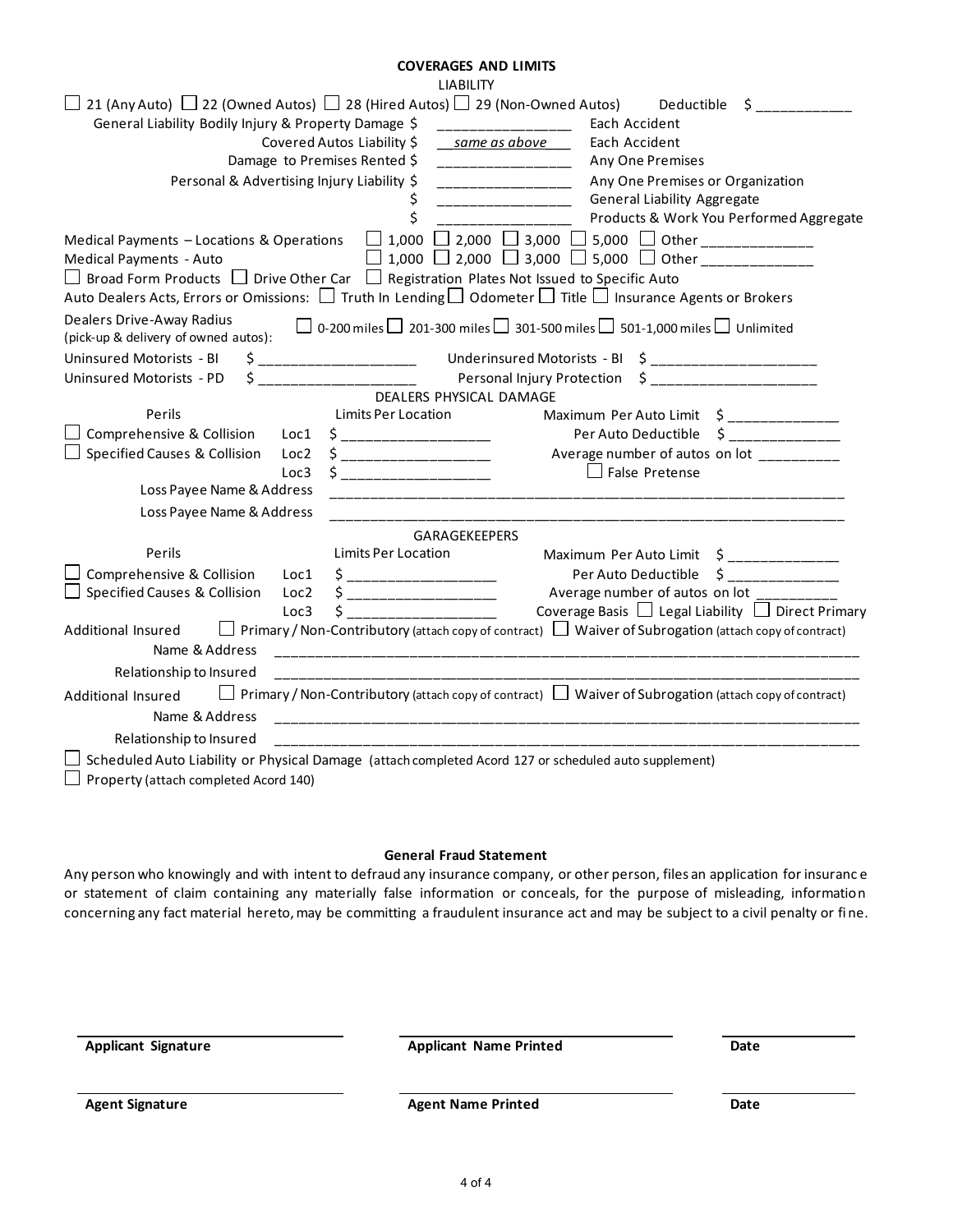## COVERAGES AND LIMITS

LIABILITY

☐ 21 (Any Auto) ☐ 22 (Owned Autos) ☐ 28 (Hired Autos) ☐ 29 (Non-Owned Autos) Deductible $ ____________

| | | |
|---|---|---|
| General Liability Bodily Injury & Property Damage $ | ________________ | Each Accident |
| Covered Autos Liability $ | *same as above* | Each Accident |
| Damage to Premises Rented $ | ________________ | Any One Premises |
| Personal & Advertising Injury Liability $ | ________________ | Any One Premises or Organization |
| $ | ________________ | General Liability Aggregate |
| $ | ________________ | Products & Work You Performed Aggregate |

Medical Payments – Locations & Operations ☐ 1,000 ☐ 2,000 ☐ 3,000 ☐ 5,000 ☐ Other ______________

Medical Payments - Auto ☐ 1,000 ☐ 2,000 ☐ 3,000 ☐ 5,000 ☐ Other ______________

☐ Broad Form Products ☐ Drive Other Car ☐ Registration Plates Not Issued to Specific Auto

Auto Dealers Acts, Errors or Omissions: ☐ Truth In Lending ☐ Odometer ☐ Title ☐ Insurance Agents or Brokers

Dealers Drive-Away Radius (pick-up & delivery of owned autos): ☐ 0-200 miles ☐ 201-300 miles ☐ 301-500 miles ☐ 501-1,000 miles ☐ Unlimited

Uninsured Motorists - BI $ ____________________ Underinsured Motorists - BI $ ____________________

Uninsured Motorists - PD $ ____________________ Personal Injury Protection $ ____________________

DEALERS PHYSICAL DAMAGE

| Perils | | Limits Per Location | |
|---|---|---|---|
| ☐ Comprehensive & Collision | Loc1 | $ __________________ | Maximum Per Auto Limit $ ______________ |
| ☐ Specified Causes & Collision | Loc2 | $ __________________ | Per Auto Deductible $ ______________ |
| | Loc3 | $ __________________ | Average number of autos on lot __________ |
| | | | ☐ False Pretense |

Loss Payee Name & Address ____________________________________________________________

Loss Payee Name & Address ____________________________________________________________

GARAGEKEEPERS

| Perils | | Limits Per Location | |
|---|---|---|---|
| ☐ Comprehensive & Collision | Loc1 | $ __________________ | Maximum Per Auto Limit $ ______________ |
| ☐ Specified Causes & Collision | Loc2 | $ __________________ | Per Auto Deductible $ ______________ |
| | Loc3 | $ __________________ | Average number of autos on lot __________ |
| | | | Coverage Basis ☐ Legal Liability ☐ Direct Primary |

Additional Insured ☐ Primary / Non-Contributory (attach copy of contract) ☐ Waiver of Subrogation (attach copy of contract)

Name & Address ____________________________________________________________

Relationship to Insured ____________________________________________________________

Additional Insured ☐ Primary / Non-Contributory (attach copy of contract) ☐ Waiver of Subrogation (attach copy of contract)

Name & Address ____________________________________________________________

Relationship to Insured ____________________________________________________________

☐ Scheduled Auto Liability or Physical Damage (attach completed Acord 127 or scheduled auto supplement)

☐ Property (attach completed Acord 140)

**General Fraud Statement**

Any person who knowingly and with intent to defraud any insurance company, or other person, files an application for insurance or statement of claim containing any materially false information or conceals, for the purpose of misleading, information concerning any fact material hereto, may be committing a fraudulent insurance act and may be subject to a civil penalty or fine.

| | | |
|---|---|---|
| **Applicant Signature** | **Applicant Name Printed** | **Date** |
| **Agent Signature** | **Agent Name Printed** | **Date** |